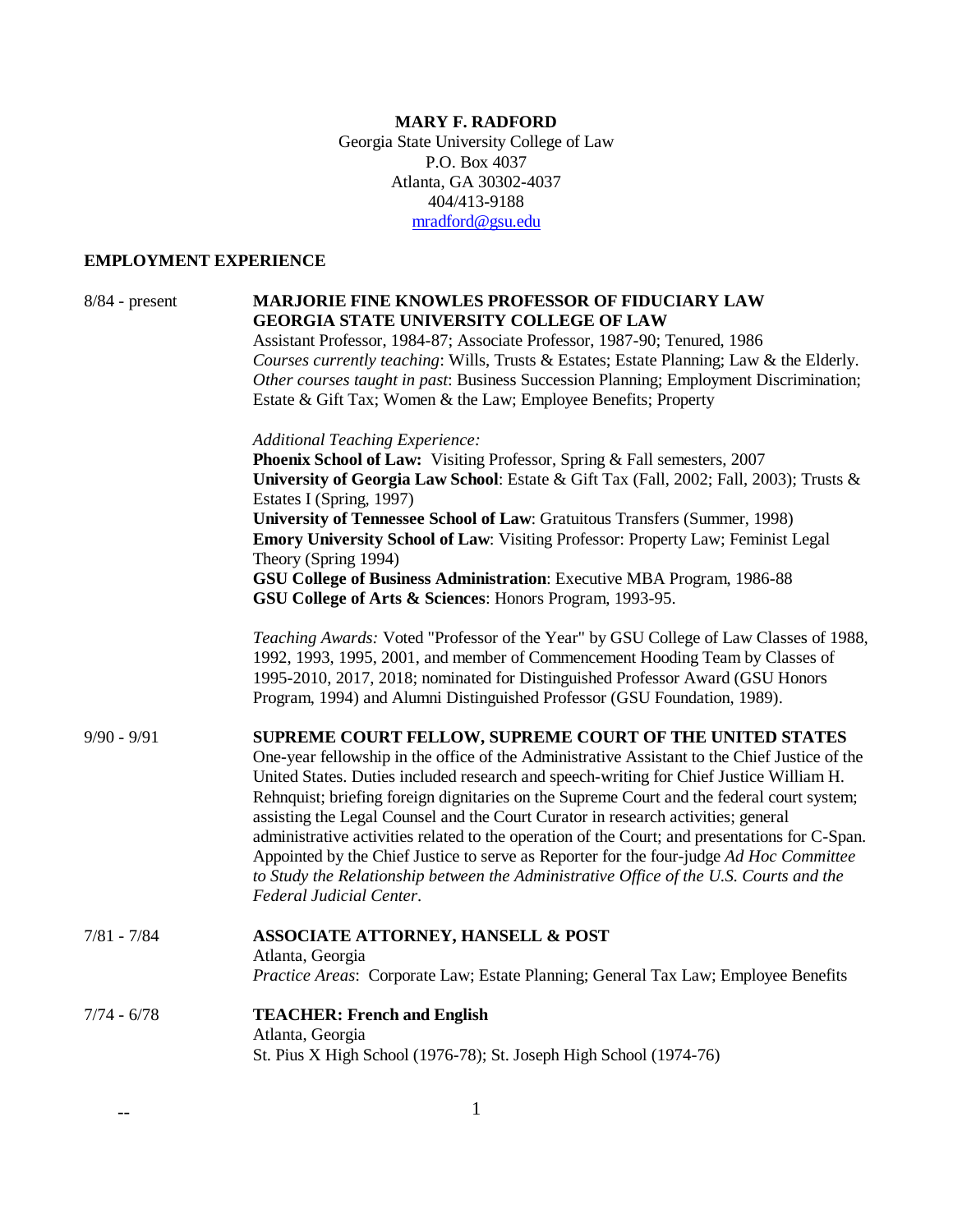# MARY F. RADFORD

Georgia State University College of Law
P.O. Box 4037
Atlanta, GA 30302-4037
404/413-9188
mradford@gsu.edu

## EMPLOYMENT EXPERIENCE

**8/84 - present**

**MARJORIE FINE KNOWLES PROFESSOR OF FIDUCIARY LAW**
**GEORGIA STATE UNIVERSITY COLLEGE OF LAW**
Assistant Professor, 1984-87; Associate Professor, 1987-90; Tenured, 1986
*Courses currently teaching*: Wills, Trusts & Estates; Estate Planning; Law & the Elderly.
*Other courses taught in past*: Business Succession Planning; Employment Discrimination; Estate & Gift Tax; Women & the Law; Employee Benefits; Property

*Additional Teaching Experience:*
**Phoenix School of Law:** Visiting Professor, Spring & Fall semesters, 2007
**University of Georgia Law School**: Estate & Gift Tax (Fall, 2002; Fall, 2003); Trusts & Estates I (Spring, 1997)
**University of Tennessee School of Law**: Gratuitous Transfers (Summer, 1998)
**Emory University School of Law**: Visiting Professor: Property Law; Feminist Legal Theory (Spring 1994)
**GSU College of Business Administration**: Executive MBA Program, 1986-88
**GSU College of Arts & Sciences**: Honors Program, 1993-95.

*Teaching Awards:* Voted "Professor of the Year" by GSU College of Law Classes of 1988, 1992, 1993, 1995, 2001, and member of Commencement Hooding Team by Classes of 1995-2010, 2017, 2018; nominated for Distinguished Professor Award (GSU Honors Program, 1994) and Alumni Distinguished Professor (GSU Foundation, 1989).

**9/90 - 9/91**

**SUPREME COURT FELLOW, SUPREME COURT OF THE UNITED STATES**
One-year fellowship in the office of the Administrative Assistant to the Chief Justice of the United States. Duties included research and speech-writing for Chief Justice William H. Rehnquist; briefing foreign dignitaries on the Supreme Court and the federal court system; assisting the Legal Counsel and the Court Curator in research activities; general administrative activities related to the operation of the Court; and presentations for C-Span. Appointed by the Chief Justice to serve as Reporter for the four-judge *Ad Hoc Committee to Study the Relationship between the Administrative Office of the U.S. Courts and the Federal Judicial Center*.

**7/81 - 7/84**

**ASSOCIATE ATTORNEY, HANSELL & POST**
Atlanta, Georgia
*Practice Areas*: Corporate Law; Estate Planning; General Tax Law; Employee Benefits

**7/74 - 6/78**

**TEACHER: French and English**
Atlanta, Georgia
St. Pius X High School (1976-78); St. Joseph High School (1974-76)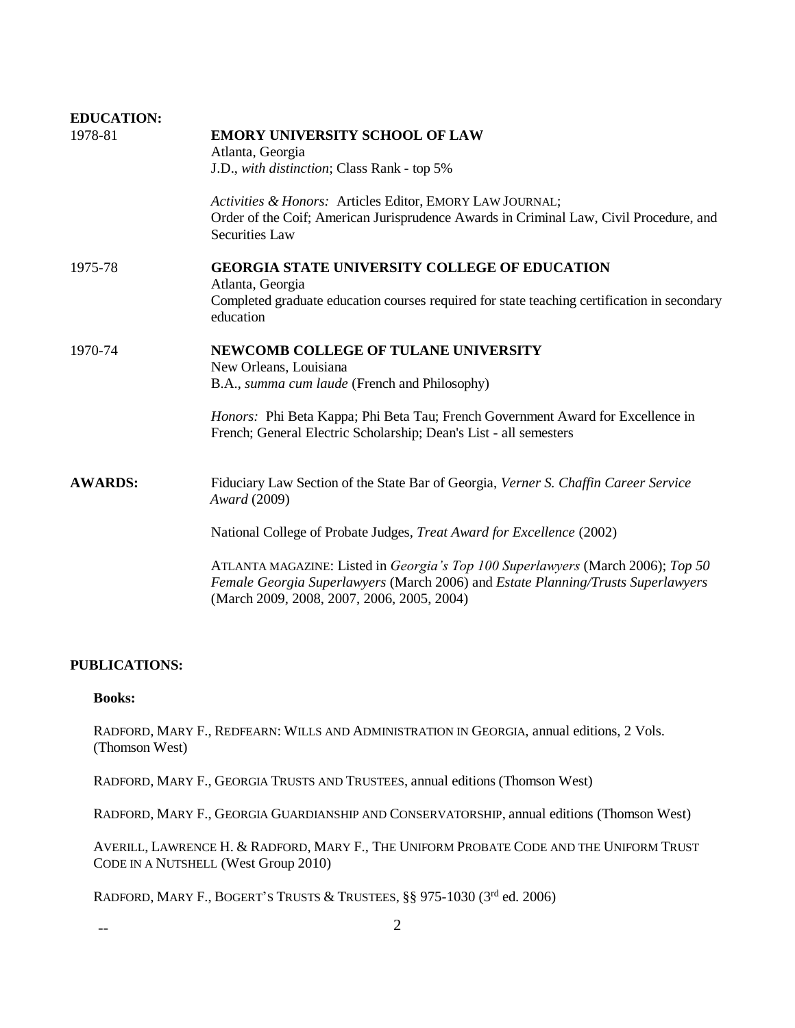**EDUCATION:**

1978-81 **EMORY UNIVERSITY SCHOOL OF LAW**
Atlanta, Georgia
J.D., *with distinction*; Class Rank - top 5%

*Activities & Honors:* Articles Editor, EMORY LAW JOURNAL;
Order of the Coif; American Jurisprudence Awards in Criminal Law, Civil Procedure, and Securities Law

1975-78 **GEORGIA STATE UNIVERSITY COLLEGE OF EDUCATION**
Atlanta, Georgia
Completed graduate education courses required for state teaching certification in secondary education

1970-74 **NEWCOMB COLLEGE OF TULANE UNIVERSITY**
New Orleans, Louisiana
B.A., *summa cum laude* (French and Philosophy)

*Honors:* Phi Beta Kappa; Phi Beta Tau; French Government Award for Excellence in French; General Electric Scholarship; Dean's List - all semesters

**AWARDS:**

Fiduciary Law Section of the State Bar of Georgia, *Verner S. Chaffin Career Service Award* (2009)

National College of Probate Judges, *Treat Award for Excellence* (2002)

ATLANTA MAGAZINE: Listed in *Georgia's Top 100 Superlawyers* (March 2006); *Top 50 Female Georgia Superlawyers* (March 2006) and *Estate Planning/Trusts Superlawyers* (March 2009, 2008, 2007, 2006, 2005, 2004)

**PUBLICATIONS:**

**Books:**

RADFORD, MARY F., REDFEARN: WILLS AND ADMINISTRATION IN GEORGIA, annual editions, 2 Vols. (Thomson West)

RADFORD, MARY F., GEORGIA TRUSTS AND TRUSTEES, annual editions (Thomson West)

RADFORD, MARY F., GEORGIA GUARDIANSHIP AND CONSERVATORSHIP, annual editions (Thomson West)

AVERILL, LAWRENCE H. & RADFORD, MARY F., THE UNIFORM PROBATE CODE AND THE UNIFORM TRUST CODE IN A NUTSHELL (West Group 2010)

RADFORD, MARY F., BOGERT'S TRUSTS & TRUSTEES, §§ 975-1030 (3rd ed. 2006)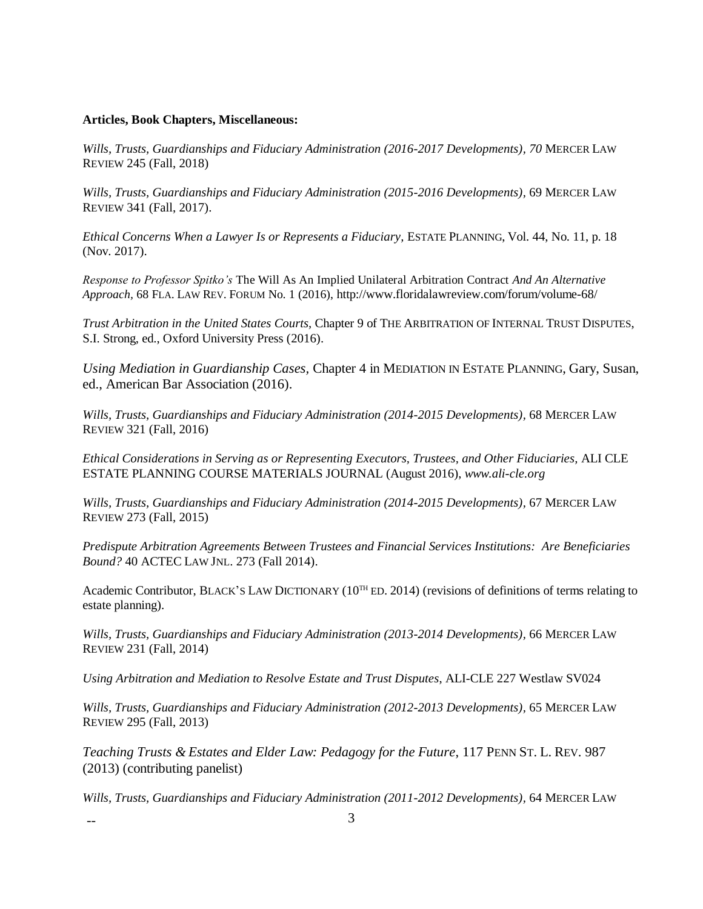**Articles, Book Chapters, Miscellaneous:**

*Wills, Trusts, Guardianships and Fiduciary Administration (2016-2017 Developments), 70* MERCER LAW REVIEW 245 (Fall, 2018)

*Wills, Trusts, Guardianships and Fiduciary Administration (2015-2016 Developments)*, 69 MERCER LAW REVIEW 341 (Fall, 2017).

*Ethical Concerns When a Lawyer Is or Represents a Fiduciary,* ESTATE PLANNING, Vol. 44, No. 11, p. 18 (Nov. 2017).

*Response to Professor Spitko's* The Will As An Implied Unilateral Arbitration Contract *And An Alternative Approach*, 68 FLA. LAW REV. FORUM No. 1 (2016), http://www.floridalawreview.com/forum/volume-68/

*Trust Arbitration in the United States Courts,* Chapter 9 of THE ARBITRATION OF INTERNAL TRUST DISPUTES, S.I. Strong, ed., Oxford University Press (2016).

*Using Mediation in Guardianship Cases*, Chapter 4 in MEDIATION IN ESTATE PLANNING, Gary, Susan, ed., American Bar Association (2016).

*Wills, Trusts, Guardianships and Fiduciary Administration (2014-2015 Developments)*, 68 MERCER LAW REVIEW 321 (Fall, 2016)

*Ethical Considerations in Serving as or Representing Executors, Trustees, and Other Fiduciaries*, ALI CLE ESTATE PLANNING COURSE MATERIALS JOURNAL (August 2016), *www.ali-cle.org*

*Wills, Trusts, Guardianships and Fiduciary Administration (2014-2015 Developments)*, 67 MERCER LAW REVIEW 273 (Fall, 2015)

*Predispute Arbitration Agreements Between Trustees and Financial Services Institutions: Are Beneficiaries Bound?* 40 ACTEC LAW JNL. 273 (Fall 2014).

Academic Contributor, BLACK'S LAW DICTIONARY (10TH ED. 2014) (revisions of definitions of terms relating to estate planning).

*Wills, Trusts, Guardianships and Fiduciary Administration (2013-2014 Developments)*, 66 MERCER LAW REVIEW 231 (Fall, 2014)

*Using Arbitration and Mediation to Resolve Estate and Trust Disputes*, ALI-CLE 227 Westlaw SV024

*Wills, Trusts, Guardianships and Fiduciary Administration (2012-2013 Developments)*, 65 MERCER LAW REVIEW 295 (Fall, 2013)

*Teaching Trusts & Estates and Elder Law: Pedagogy for the Future*, 117 PENN ST. L. REV. 987 (2013) (contributing panelist)

*Wills, Trusts, Guardianships and Fiduciary Administration (2011-2012 Developments)*, 64 MERCER LAW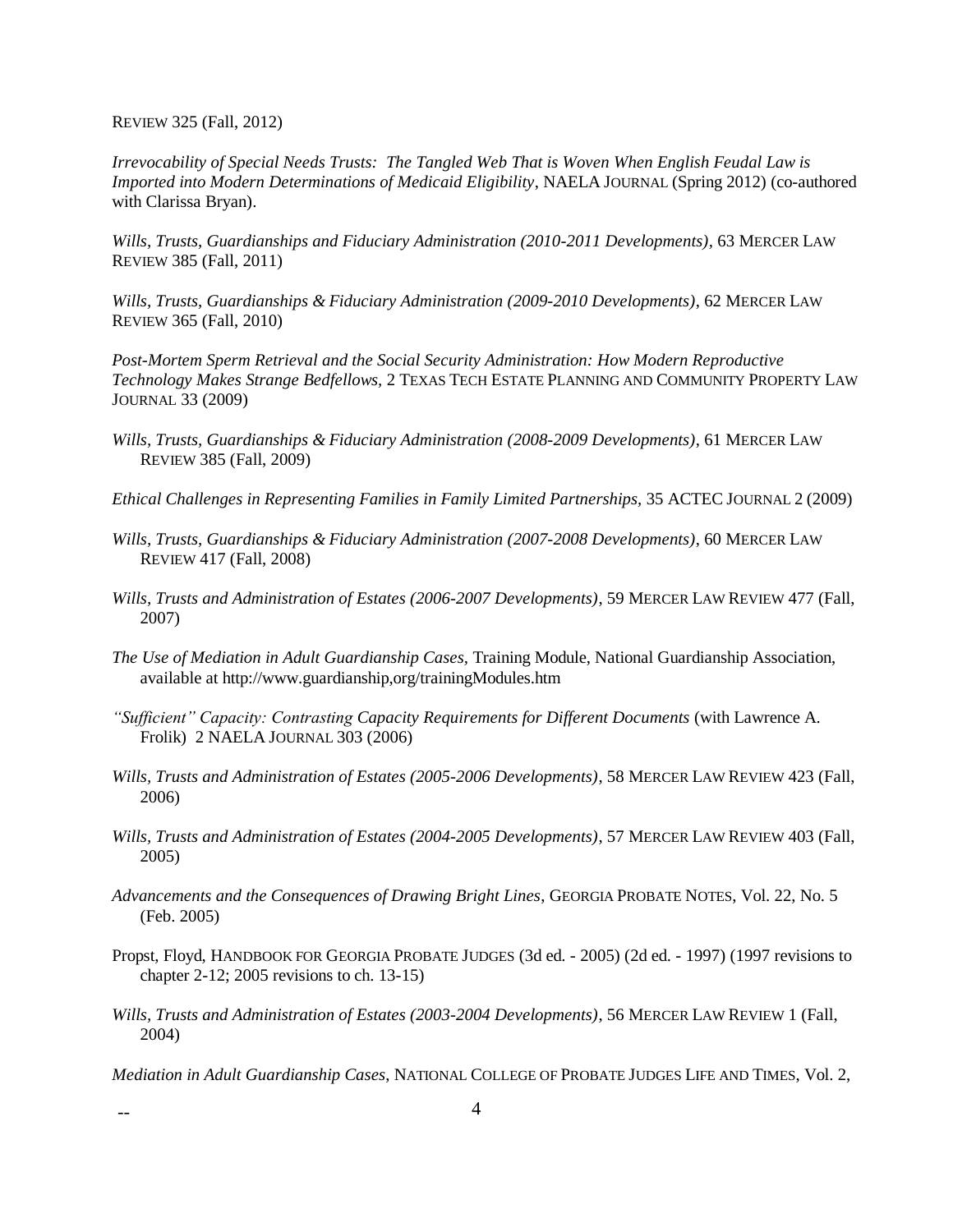REVIEW 325 (Fall, 2012)

*Irrevocability of Special Needs Trusts: The Tangled Web That is Woven When English Feudal Law is Imported into Modern Determinations of Medicaid Eligibility*, NAELA JOURNAL (Spring 2012) (co-authored with Clarissa Bryan).

*Wills, Trusts, Guardianships and Fiduciary Administration (2010-2011 Developments)*, 63 MERCER LAW REVIEW 385 (Fall, 2011)

*Wills, Trusts, Guardianships & Fiduciary Administration (2009-2010 Developments)*, 62 MERCER LAW REVIEW 365 (Fall, 2010)

*Post-Mortem Sperm Retrieval and the Social Security Administration: How Modern Reproductive Technology Makes Strange Bedfellows*, 2 TEXAS TECH ESTATE PLANNING AND COMMUNITY PROPERTY LAW JOURNAL 33 (2009)

*Wills, Trusts, Guardianships & Fiduciary Administration (2008-2009 Developments)*, 61 MERCER LAW REVIEW 385 (Fall, 2009)

*Ethical Challenges in Representing Families in Family Limited Partnerships*, 35 ACTEC JOURNAL 2 (2009)

*Wills, Trusts, Guardianships & Fiduciary Administration (2007-2008 Developments)*, 60 MERCER LAW REVIEW 417 (Fall, 2008)

*Wills, Trusts and Administration of Estates (2006-2007 Developments)*, 59 MERCER LAW REVIEW 477 (Fall, 2007)

*The Use of Mediation in Adult Guardianship Cases*, Training Module, National Guardianship Association, available at http://www.guardianship,org/trainingModules.htm

*"Sufficient" Capacity: Contrasting Capacity Requirements for Different Documents* (with Lawrence A. Frolik) 2 NAELA JOURNAL 303 (2006)

*Wills, Trusts and Administration of Estates (2005-2006 Developments)*, 58 MERCER LAW REVIEW 423 (Fall, 2006)

*Wills, Trusts and Administration of Estates (2004-2005 Developments)*, 57 MERCER LAW REVIEW 403 (Fall, 2005)

*Advancements and the Consequences of Drawing Bright Lines*, GEORGIA PROBATE NOTES, Vol. 22, No. 5 (Feb. 2005)

Propst, Floyd, HANDBOOK FOR GEORGIA PROBATE JUDGES (3d ed. - 2005) (2d ed. - 1997) (1997 revisions to chapter 2-12; 2005 revisions to ch. 13-15)

*Wills, Trusts and Administration of Estates (2003-2004 Developments)*, 56 MERCER LAW REVIEW 1 (Fall, 2004)

*Mediation in Adult Guardianship Cases*, NATIONAL COLLEGE OF PROBATE JUDGES LIFE AND TIMES, Vol. 2,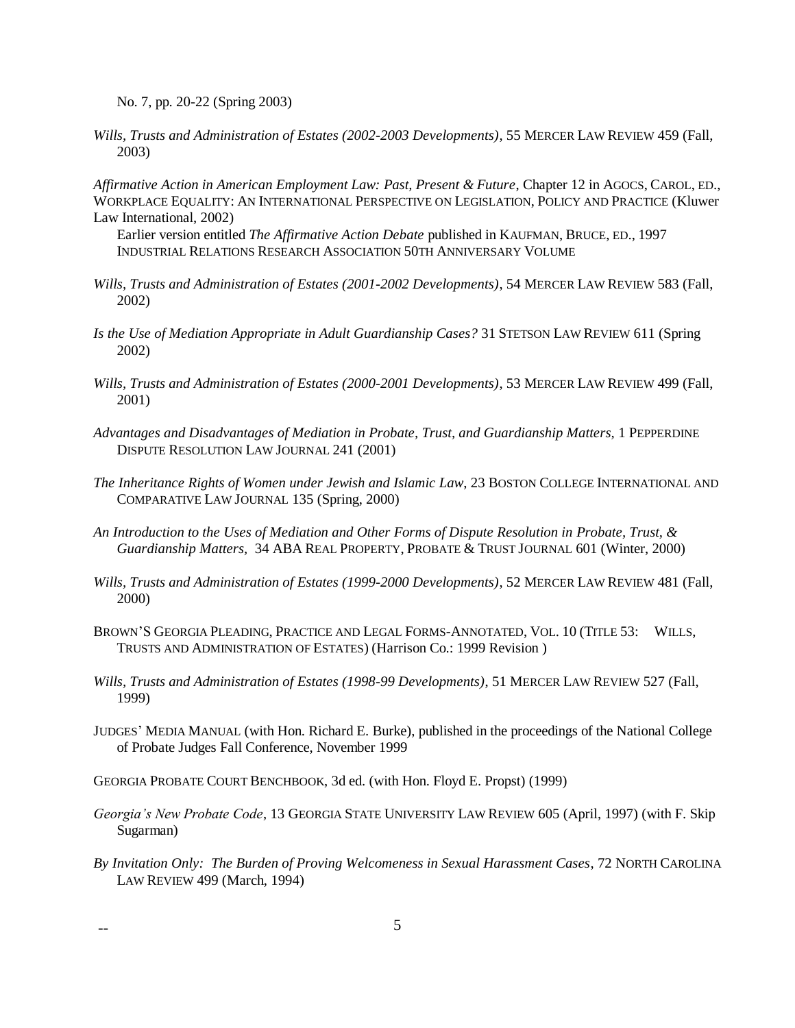No. 7, pp. 20-22 (Spring 2003)

*Wills, Trusts and Administration of Estates (2002-2003 Developments)*, 55 MERCER LAW REVIEW 459 (Fall, 2003)

*Affirmative Action in American Employment Law: Past, Present & Future*, Chapter 12 in AGOCS, CAROL, ED., WORKPLACE EQUALITY: AN INTERNATIONAL PERSPECTIVE ON LEGISLATION, POLICY AND PRACTICE (Kluwer Law International, 2002)

Earlier version entitled *The Affirmative Action Debate* published in KAUFMAN, BRUCE, ED., 1997 INDUSTRIAL RELATIONS RESEARCH ASSOCIATION 50TH ANNIVERSARY VOLUME

*Wills, Trusts and Administration of Estates (2001-2002 Developments)*, 54 MERCER LAW REVIEW 583 (Fall, 2002)

*Is the Use of Mediation Appropriate in Adult Guardianship Cases?* 31 STETSON LAW REVIEW 611 (Spring 2002)

*Wills, Trusts and Administration of Estates (2000-2001 Developments)*, 53 MERCER LAW REVIEW 499 (Fall, 2001)

*Advantages and Disadvantages of Mediation in Probate, Trust, and Guardianship Matters*, 1 PEPPERDINE DISPUTE RESOLUTION LAW JOURNAL 241 (2001)

*The Inheritance Rights of Women under Jewish and Islamic Law*, 23 BOSTON COLLEGE INTERNATIONAL AND COMPARATIVE LAW JOURNAL 135 (Spring, 2000)

*An Introduction to the Uses of Mediation and Other Forms of Dispute Resolution in Probate, Trust, & Guardianship Matters*, 34 ABA REAL PROPERTY, PROBATE & TRUST JOURNAL 601 (Winter, 2000)

*Wills, Trusts and Administration of Estates (1999-2000 Developments)*, 52 MERCER LAW REVIEW 481 (Fall, 2000)

BROWN'S GEORGIA PLEADING, PRACTICE AND LEGAL FORMS-ANNOTATED, VOL. 10 (TITLE 53: WILLS, TRUSTS AND ADMINISTRATION OF ESTATES) (Harrison Co.: 1999 Revision )

*Wills, Trusts and Administration of Estates (1998-99 Developments)*, 51 MERCER LAW REVIEW 527 (Fall, 1999)

JUDGES' MEDIA MANUAL (with Hon. Richard E. Burke), published in the proceedings of the National College of Probate Judges Fall Conference, November 1999

GEORGIA PROBATE COURT BENCHBOOK, 3d ed. (with Hon. Floyd E. Propst) (1999)

*Georgia's New Probate Code*, 13 GEORGIA STATE UNIVERSITY LAW REVIEW 605 (April, 1997) (with F. Skip Sugarman)

*By Invitation Only: The Burden of Proving Welcomeness in Sexual Harassment Cases*, 72 NORTH CAROLINA LAW REVIEW 499 (March, 1994)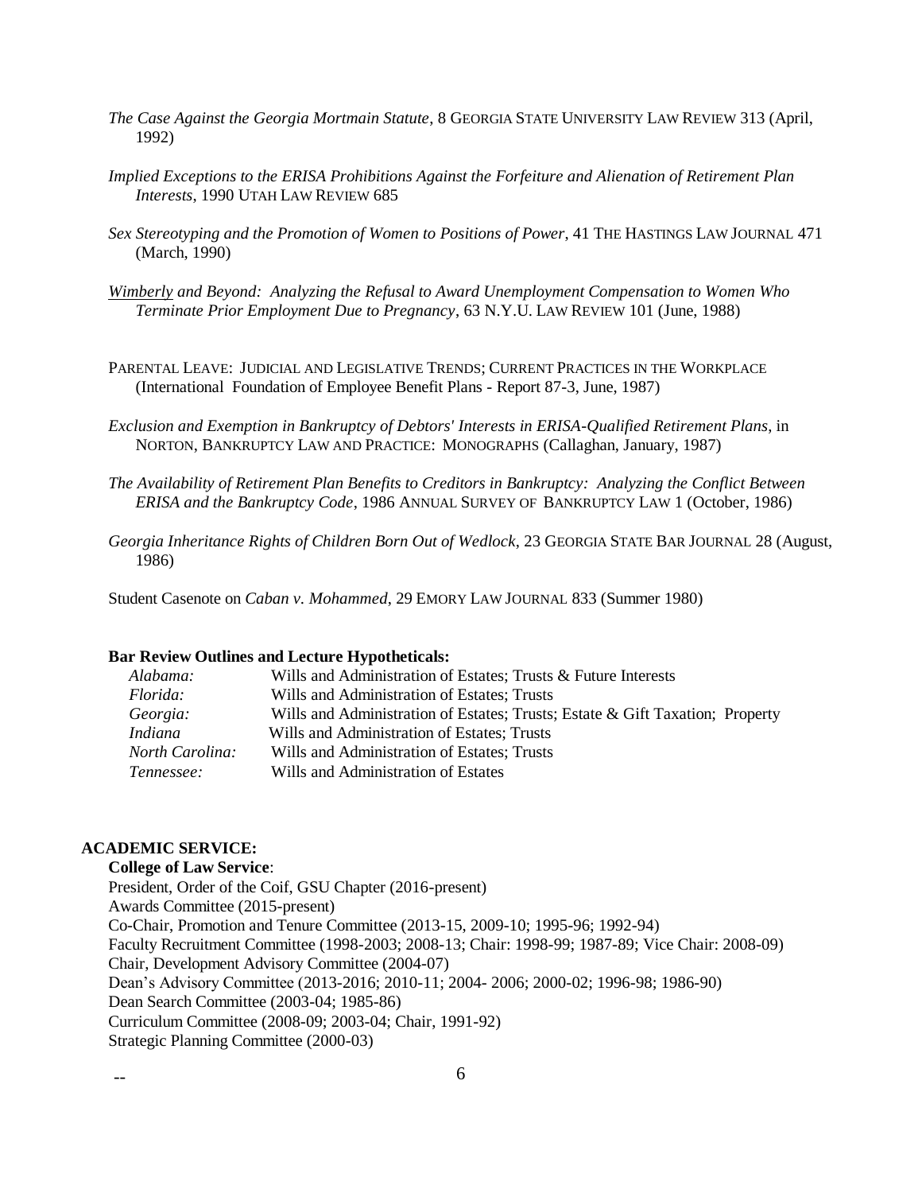*The Case Against the Georgia Mortmain Statute*, 8 GEORGIA STATE UNIVERSITY LAW REVIEW 313 (April, 1992)

*Implied Exceptions to the ERISA Prohibitions Against the Forfeiture and Alienation of Retirement Plan Interests*, 1990 UTAH LAW REVIEW 685

*Sex Stereotyping and the Promotion of Women to Positions of Power*, 41 THE HASTINGS LAW JOURNAL 471 (March, 1990)

*Wimberly and Beyond: Analyzing the Refusal to Award Unemployment Compensation to Women Who Terminate Prior Employment Due to Pregnancy*, 63 N.Y.U. LAW REVIEW 101 (June, 1988)

PARENTAL LEAVE: JUDICIAL AND LEGISLATIVE TRENDS; CURRENT PRACTICES IN THE WORKPLACE (International Foundation of Employee Benefit Plans - Report 87-3, June, 1987)

*Exclusion and Exemption in Bankruptcy of Debtors' Interests in ERISA-Qualified Retirement Plans*, in NORTON, BANKRUPTCY LAW AND PRACTICE: MONOGRAPHS (Callaghan, January, 1987)

*The Availability of Retirement Plan Benefits to Creditors in Bankruptcy: Analyzing the Conflict Between ERISA and the Bankruptcy Code*, 1986 ANNUAL SURVEY OF BANKRUPTCY LAW 1 (October, 1986)

*Georgia Inheritance Rights of Children Born Out of Wedlock*, 23 GEORGIA STATE BAR JOURNAL 28 (August, 1986)

Student Casenote on *Caban v. Mohammed*, 29 EMORY LAW JOURNAL 833 (Summer 1980)

**Bar Review Outlines and Lecture Hypotheticals:**

| | |
|---|---|
| *Alabama:* | Wills and Administration of Estates; Trusts & Future Interests |
| *Florida:* | Wills and Administration of Estates; Trusts |
| *Georgia:* | Wills and Administration of Estates; Trusts; Estate & Gift Taxation; Property |
| *Indiana* | Wills and Administration of Estates; Trusts |
| *North Carolina:* | Wills and Administration of Estates; Trusts |
| *Tennessee:* | Wills and Administration of Estates |

## ACADEMIC SERVICE:

**College of Law Service**:

President, Order of the Coif, GSU Chapter (2016-present)
Awards Committee (2015-present)
Co-Chair, Promotion and Tenure Committee (2013-15, 2009-10; 1995-96; 1992-94)
Faculty Recruitment Committee (1998-2003; 2008-13; Chair: 1998-99; 1987-89; Vice Chair: 2008-09)
Chair, Development Advisory Committee (2004-07)
Dean's Advisory Committee (2013-2016; 2010-11; 2004- 2006; 2000-02; 1996-98; 1986-90)
Dean Search Committee (2003-04; 1985-86)
Curriculum Committee (2008-09; 2003-04; Chair, 1991-92)
Strategic Planning Committee (2000-03)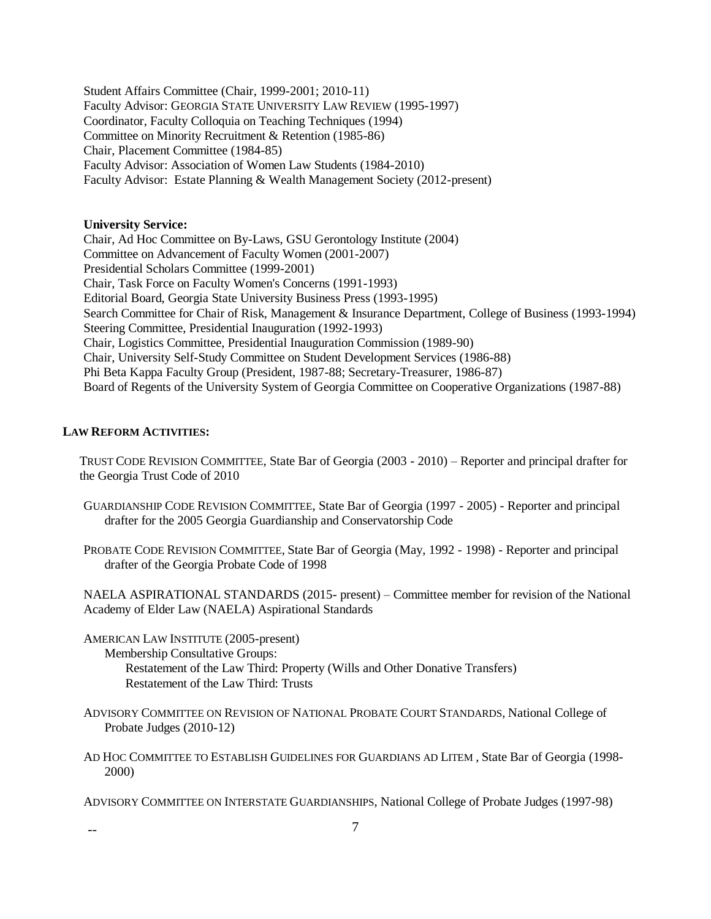Student Affairs Committee (Chair, 1999-2001; 2010-11)
Faculty Advisor: GEORGIA STATE UNIVERSITY LAW REVIEW (1995-1997)
Coordinator, Faculty Colloquia on Teaching Techniques (1994)
Committee on Minority Recruitment & Retention (1985-86)
Chair, Placement Committee (1984-85)
Faculty Advisor: Association of Women Law Students (1984-2010)
Faculty Advisor: Estate Planning & Wealth Management Society (2012-present)

**University Service:**
Chair, Ad Hoc Committee on By-Laws, GSU Gerontology Institute (2004)
Committee on Advancement of Faculty Women (2001-2007)
Presidential Scholars Committee (1999-2001)
Chair, Task Force on Faculty Women's Concerns (1991-1993)
Editorial Board, Georgia State University Business Press (1993-1995)
Search Committee for Chair of Risk, Management & Insurance Department, College of Business (1993-1994)
Steering Committee, Presidential Inauguration (1992-1993)
Chair, Logistics Committee, Presidential Inauguration Commission (1989-90)
Chair, University Self-Study Committee on Student Development Services (1986-88)
Phi Beta Kappa Faculty Group (President, 1987-88; Secretary-Treasurer, 1986-87)
Board of Regents of the University System of Georgia Committee on Cooperative Organizations (1987-88)

**LAW REFORM ACTIVITIES:**

TRUST CODE REVISION COMMITTEE, State Bar of Georgia (2003 - 2010) – Reporter and principal drafter for the Georgia Trust Code of 2010

GUARDIANSHIP CODE REVISION COMMITTEE, State Bar of Georgia (1997 - 2005) - Reporter and principal drafter for the 2005 Georgia Guardianship and Conservatorship Code

PROBATE CODE REVISION COMMITTEE, State Bar of Georgia (May, 1992 - 1998) - Reporter and principal drafter of the Georgia Probate Code of 1998

NAELA ASPIRATIONAL STANDARDS (2015- present) – Committee member for revision of the National Academy of Elder Law (NAELA) Aspirational Standards

AMERICAN LAW INSTITUTE (2005-present)
Membership Consultative Groups:
Restatement of the Law Third: Property (Wills and Other Donative Transfers)
Restatement of the Law Third: Trusts

ADVISORY COMMITTEE ON REVISION OF NATIONAL PROBATE COURT STANDARDS, National College of Probate Judges (2010-12)

AD HOC COMMITTEE TO ESTABLISH GUIDELINES FOR GUARDIANS AD LITEM , State Bar of Georgia (1998-2000)

ADVISORY COMMITTEE ON INTERSTATE GUARDIANSHIPS, National College of Probate Judges (1997-98)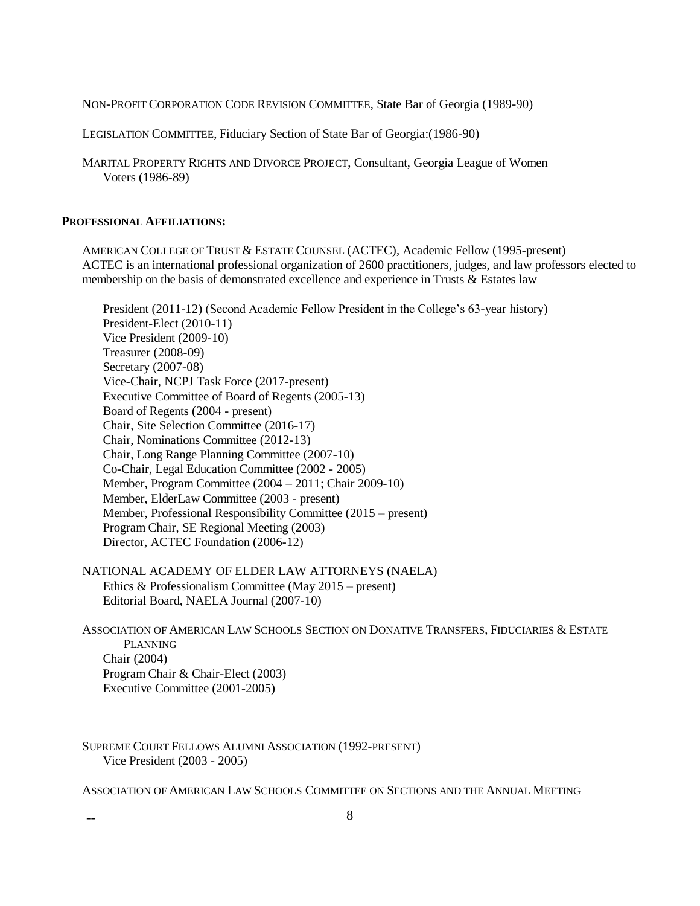NON-PROFIT CORPORATION CODE REVISION COMMITTEE, State Bar of Georgia (1989-90)

LEGISLATION COMMITTEE, Fiduciary Section of State Bar of Georgia:(1986-90)

MARITAL PROPERTY RIGHTS AND DIVORCE PROJECT, Consultant, Georgia League of Women Voters (1986-89)

**PROFESSIONAL AFFILIATIONS:**

AMERICAN COLLEGE OF TRUST & ESTATE COUNSEL (ACTEC), Academic Fellow (1995-present)
ACTEC is an international professional organization of 2600 practitioners, judges, and law professors elected to membership on the basis of demonstrated excellence and experience in Trusts & Estates law

President (2011-12) (Second Academic Fellow President in the College's 63-year history)
President-Elect (2010-11)
Vice President (2009-10)
Treasurer (2008-09)
Secretary (2007-08)
Vice-Chair, NCPJ Task Force (2017-present)
Executive Committee of Board of Regents (2005-13)
Board of Regents (2004 - present)
Chair, Site Selection Committee (2016-17)
Chair, Nominations Committee (2012-13)
Chair, Long Range Planning Committee (2007-10)
Co-Chair, Legal Education Committee (2002 - 2005)
Member, Program Committee (2004 – 2011; Chair 2009-10)
Member, ElderLaw Committee (2003 - present)
Member, Professional Responsibility Committee (2015 – present)
Program Chair, SE Regional Meeting (2003)
Director, ACTEC Foundation (2006-12)

NATIONAL ACADEMY OF ELDER LAW ATTORNEYS (NAELA)
Ethics & Professionalism Committee (May 2015 – present)
Editorial Board, NAELA Journal (2007-10)

ASSOCIATION OF AMERICAN LAW SCHOOLS SECTION ON DONATIVE TRANSFERS, FIDUCIARIES & ESTATE PLANNING
Chair (2004)
Program Chair & Chair-Elect (2003)
Executive Committee (2001-2005)

SUPREME COURT FELLOWS ALUMNI ASSOCIATION (1992-PRESENT)
Vice President (2003 - 2005)

ASSOCIATION OF AMERICAN LAW SCHOOLS COMMITTEE ON SECTIONS AND THE ANNUAL MEETING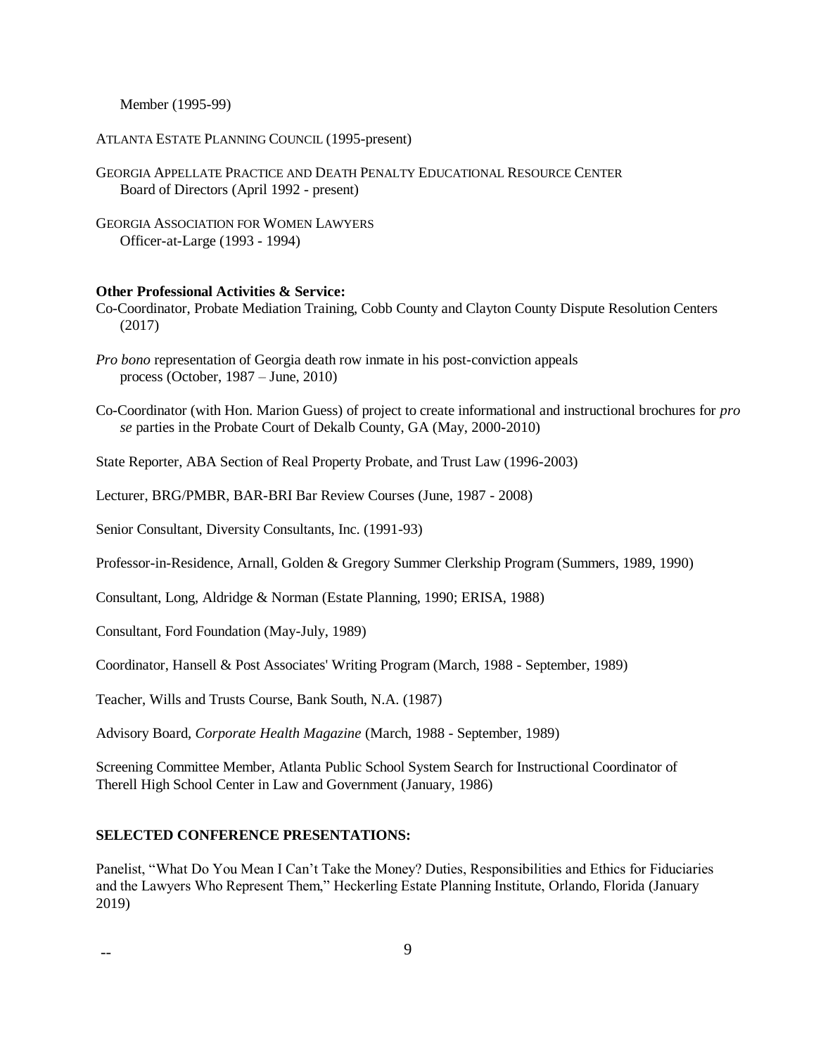Member (1995-99)

ATLANTA ESTATE PLANNING COUNCIL (1995-present)

GEORGIA APPELLATE PRACTICE AND DEATH PENALTY EDUCATIONAL RESOURCE CENTER
Board of Directors (April 1992 - present)

GEORGIA ASSOCIATION FOR WOMEN LAWYERS
Officer-at-Large (1993 - 1994)

**Other Professional Activities & Service:**

Co-Coordinator, Probate Mediation Training, Cobb County and Clayton County Dispute Resolution Centers (2017)

*Pro bono* representation of Georgia death row inmate in his post-conviction appeals process (October, 1987 – June, 2010)

Co-Coordinator (with Hon. Marion Guess) of project to create informational and instructional brochures for *pro se* parties in the Probate Court of Dekalb County, GA (May, 2000-2010)

State Reporter, ABA Section of Real Property Probate, and Trust Law (1996-2003)

Lecturer, BRG/PMBR, BAR-BRI Bar Review Courses (June, 1987 - 2008)

Senior Consultant, Diversity Consultants, Inc. (1991-93)

Professor-in-Residence, Arnall, Golden & Gregory Summer Clerkship Program (Summers, 1989, 1990)

Consultant, Long, Aldridge & Norman (Estate Planning, 1990; ERISA, 1988)

Consultant, Ford Foundation (May-July, 1989)

Coordinator, Hansell & Post Associates' Writing Program (March, 1988 - September, 1989)

Teacher, Wills and Trusts Course, Bank South, N.A. (1987)

Advisory Board, *Corporate Health Magazine* (March, 1988 - September, 1989)

Screening Committee Member, Atlanta Public School System Search for Instructional Coordinator of Therell High School Center in Law and Government (January, 1986)

**SELECTED CONFERENCE PRESENTATIONS:**

Panelist, "What Do You Mean I Can't Take the Money? Duties, Responsibilities and Ethics for Fiduciaries and the Lawyers Who Represent Them," Heckerling Estate Planning Institute, Orlando, Florida (January 2019)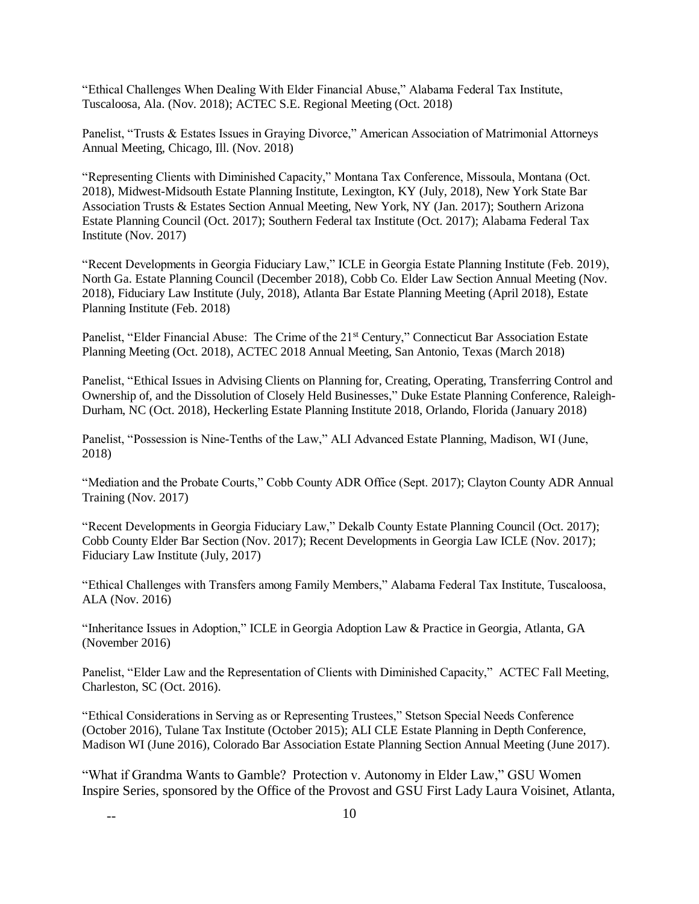"Ethical Challenges When Dealing With Elder Financial Abuse," Alabama Federal Tax Institute, Tuscaloosa, Ala. (Nov. 2018); ACTEC S.E. Regional Meeting (Oct. 2018)

Panelist, "Trusts & Estates Issues in Graying Divorce," American Association of Matrimonial Attorneys Annual Meeting, Chicago, Ill. (Nov. 2018)

"Representing Clients with Diminished Capacity," Montana Tax Conference, Missoula, Montana (Oct. 2018), Midwest-Midsouth Estate Planning Institute, Lexington, KY (July, 2018), New York State Bar Association Trusts & Estates Section Annual Meeting, New York, NY (Jan. 2017); Southern Arizona Estate Planning Council (Oct. 2017); Southern Federal tax Institute (Oct. 2017); Alabama Federal Tax Institute (Nov. 2017)

"Recent Developments in Georgia Fiduciary Law," ICLE in Georgia Estate Planning Institute (Feb. 2019), North Ga. Estate Planning Council (December 2018), Cobb Co. Elder Law Section Annual Meeting (Nov. 2018), Fiduciary Law Institute (July, 2018), Atlanta Bar Estate Planning Meeting (April 2018), Estate Planning Institute (Feb. 2018)

Panelist, "Elder Financial Abuse: The Crime of the 21st Century," Connecticut Bar Association Estate Planning Meeting (Oct. 2018), ACTEC 2018 Annual Meeting, San Antonio, Texas (March 2018)

Panelist, "Ethical Issues in Advising Clients on Planning for, Creating, Operating, Transferring Control and Ownership of, and the Dissolution of Closely Held Businesses," Duke Estate Planning Conference, Raleigh-Durham, NC (Oct. 2018), Heckerling Estate Planning Institute 2018, Orlando, Florida (January 2018)

Panelist, "Possession is Nine-Tenths of the Law," ALI Advanced Estate Planning, Madison, WI (June, 2018)

"Mediation and the Probate Courts," Cobb County ADR Office (Sept. 2017); Clayton County ADR Annual Training (Nov. 2017)

"Recent Developments in Georgia Fiduciary Law," Dekalb County Estate Planning Council (Oct. 2017); Cobb County Elder Bar Section (Nov. 2017); Recent Developments in Georgia Law ICLE (Nov. 2017); Fiduciary Law Institute (July, 2017)

"Ethical Challenges with Transfers among Family Members," Alabama Federal Tax Institute, Tuscaloosa, ALA (Nov. 2016)

"Inheritance Issues in Adoption," ICLE in Georgia Adoption Law & Practice in Georgia, Atlanta, GA (November 2016)

Panelist, "Elder Law and the Representation of Clients with Diminished Capacity," ACTEC Fall Meeting, Charleston, SC (Oct. 2016).

"Ethical Considerations in Serving as or Representing Trustees," Stetson Special Needs Conference (October 2016), Tulane Tax Institute (October 2015); ALI CLE Estate Planning in Depth Conference, Madison WI (June 2016), Colorado Bar Association Estate Planning Section Annual Meeting (June 2017).

"What if Grandma Wants to Gamble? Protection v. Autonomy in Elder Law," GSU Women Inspire Series, sponsored by the Office of the Provost and GSU First Lady Laura Voisinet, Atlanta,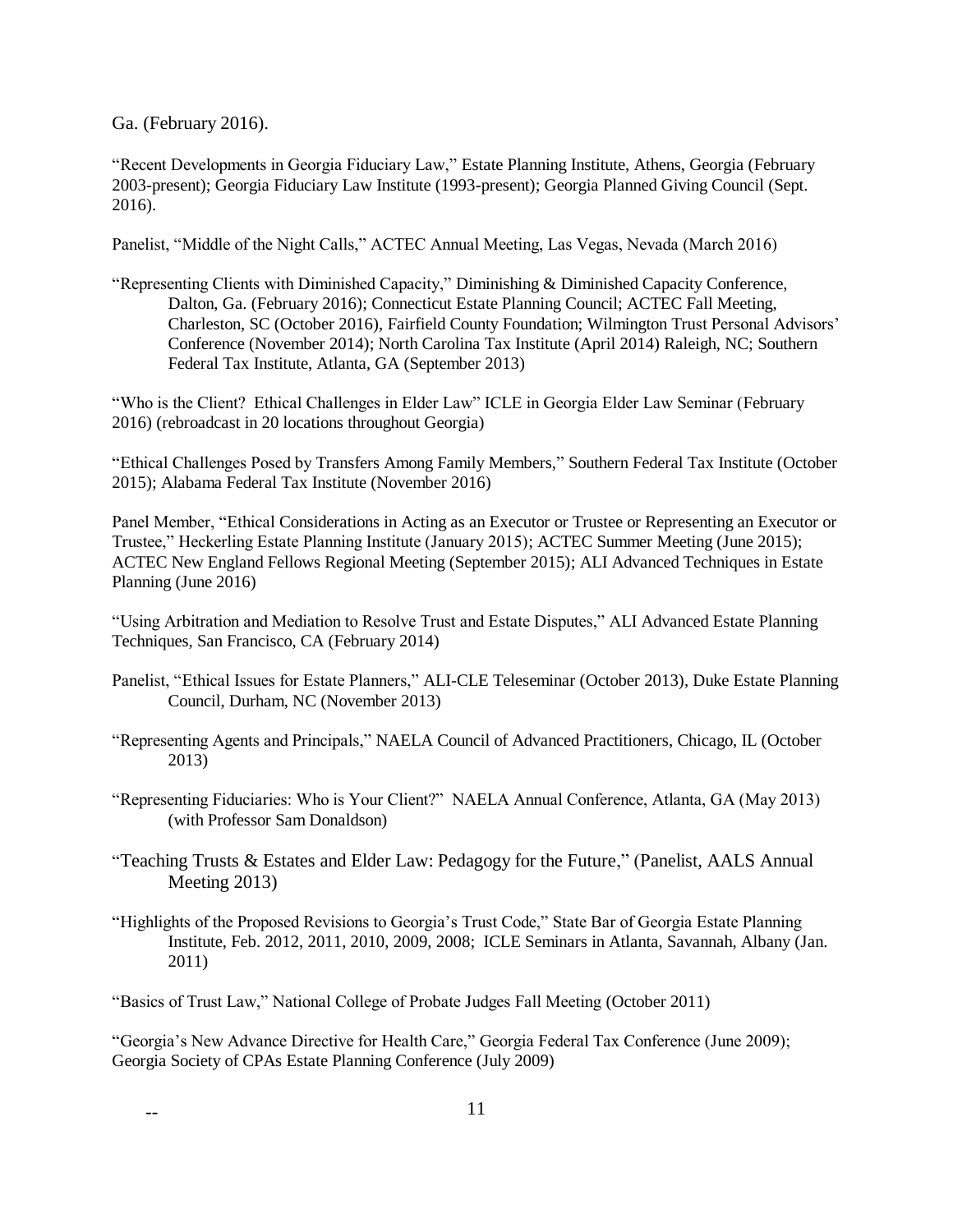Ga. (February 2016).

"Recent Developments in Georgia Fiduciary Law," Estate Planning Institute, Athens, Georgia (February 2003-present); Georgia Fiduciary Law Institute (1993-present); Georgia Planned Giving Council (Sept. 2016).

Panelist, "Middle of the Night Calls," ACTEC Annual Meeting, Las Vegas, Nevada (March 2016)

"Representing Clients with Diminished Capacity," Diminishing & Diminished Capacity Conference, Dalton, Ga. (February 2016); Connecticut Estate Planning Council; ACTEC Fall Meeting, Charleston, SC (October 2016), Fairfield County Foundation; Wilmington Trust Personal Advisors' Conference (November 2014); North Carolina Tax Institute (April 2014) Raleigh, NC; Southern Federal Tax Institute, Atlanta, GA (September 2013)

"Who is the Client? Ethical Challenges in Elder Law" ICLE in Georgia Elder Law Seminar (February 2016) (rebroadcast in 20 locations throughout Georgia)

"Ethical Challenges Posed by Transfers Among Family Members," Southern Federal Tax Institute (October 2015); Alabama Federal Tax Institute (November 2016)

Panel Member, "Ethical Considerations in Acting as an Executor or Trustee or Representing an Executor or Trustee," Heckerling Estate Planning Institute (January 2015); ACTEC Summer Meeting (June 2015); ACTEC New England Fellows Regional Meeting (September 2015); ALI Advanced Techniques in Estate Planning (June 2016)

"Using Arbitration and Mediation to Resolve Trust and Estate Disputes," ALI Advanced Estate Planning Techniques, San Francisco, CA (February 2014)

Panelist, "Ethical Issues for Estate Planners," ALI-CLE Teleseminar (October 2013), Duke Estate Planning Council, Durham, NC (November 2013)

"Representing Agents and Principals," NAELA Council of Advanced Practitioners, Chicago, IL (October 2013)

"Representing Fiduciaries: Who is Your Client?" NAELA Annual Conference, Atlanta, GA (May 2013) (with Professor Sam Donaldson)

"Teaching Trusts & Estates and Elder Law: Pedagogy for the Future," (Panelist, AALS Annual Meeting 2013)

"Highlights of the Proposed Revisions to Georgia's Trust Code," State Bar of Georgia Estate Planning Institute, Feb. 2012, 2011, 2010, 2009, 2008; ICLE Seminars in Atlanta, Savannah, Albany (Jan. 2011)

"Basics of Trust Law," National College of Probate Judges Fall Meeting (October 2011)

"Georgia's New Advance Directive for Health Care," Georgia Federal Tax Conference (June 2009); Georgia Society of CPAs Estate Planning Conference (July 2009)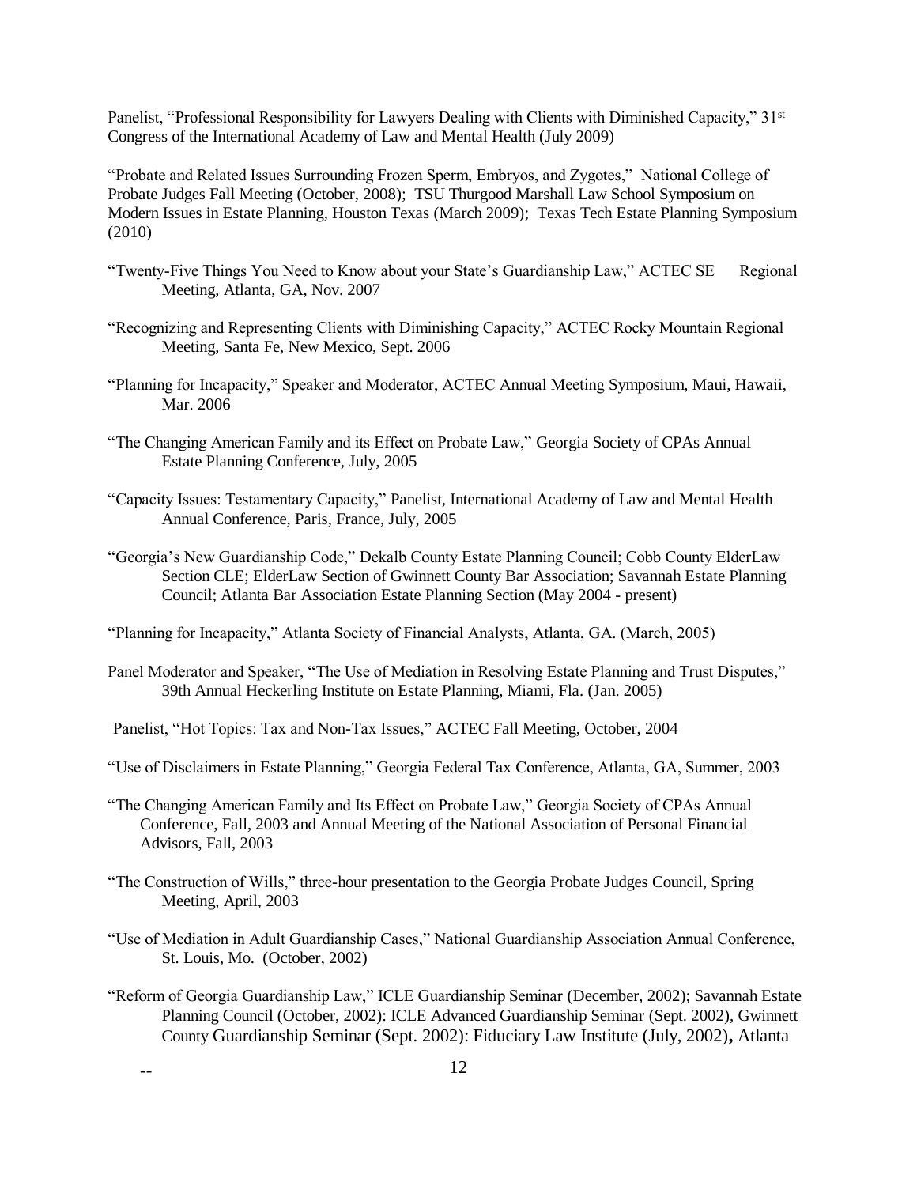Panelist, "Professional Responsibility for Lawyers Dealing with Clients with Diminished Capacity," 31st Congress of the International Academy of Law and Mental Health (July 2009)

"Probate and Related Issues Surrounding Frozen Sperm, Embryos, and Zygotes," National College of Probate Judges Fall Meeting (October, 2008); TSU Thurgood Marshall Law School Symposium on Modern Issues in Estate Planning, Houston Texas (March 2009); Texas Tech Estate Planning Symposium (2010)

"Twenty-Five Things You Need to Know about your State's Guardianship Law," ACTEC SE Regional Meeting, Atlanta, GA, Nov. 2007

"Recognizing and Representing Clients with Diminishing Capacity," ACTEC Rocky Mountain Regional Meeting, Santa Fe, New Mexico, Sept. 2006

"Planning for Incapacity," Speaker and Moderator, ACTEC Annual Meeting Symposium, Maui, Hawaii, Mar. 2006

"The Changing American Family and its Effect on Probate Law," Georgia Society of CPAs Annual Estate Planning Conference, July, 2005

"Capacity Issues: Testamentary Capacity," Panelist, International Academy of Law and Mental Health Annual Conference, Paris, France, July, 2005

"Georgia's New Guardianship Code," Dekalb County Estate Planning Council; Cobb County ElderLaw Section CLE; ElderLaw Section of Gwinnett County Bar Association; Savannah Estate Planning Council; Atlanta Bar Association Estate Planning Section (May 2004 - present)

"Planning for Incapacity," Atlanta Society of Financial Analysts, Atlanta, GA. (March, 2005)

Panel Moderator and Speaker, "The Use of Mediation in Resolving Estate Planning and Trust Disputes," 39th Annual Heckerling Institute on Estate Planning, Miami, Fla. (Jan. 2005)

Panelist, "Hot Topics: Tax and Non-Tax Issues," ACTEC Fall Meeting, October, 2004

"Use of Disclaimers in Estate Planning," Georgia Federal Tax Conference, Atlanta, GA, Summer, 2003

"The Changing American Family and Its Effect on Probate Law," Georgia Society of CPAs Annual Conference, Fall, 2003 and Annual Meeting of the National Association of Personal Financial Advisors, Fall, 2003

"The Construction of Wills," three-hour presentation to the Georgia Probate Judges Council, Spring Meeting, April, 2003

"Use of Mediation in Adult Guardianship Cases," National Guardianship Association Annual Conference, St. Louis, Mo. (October, 2002)

"Reform of Georgia Guardianship Law," ICLE Guardianship Seminar (December, 2002); Savannah Estate Planning Council (October, 2002): ICLE Advanced Guardianship Seminar (Sept. 2002), Gwinnett County Guardianship Seminar (Sept. 2002): Fiduciary Law Institute (July, 2002), Atlanta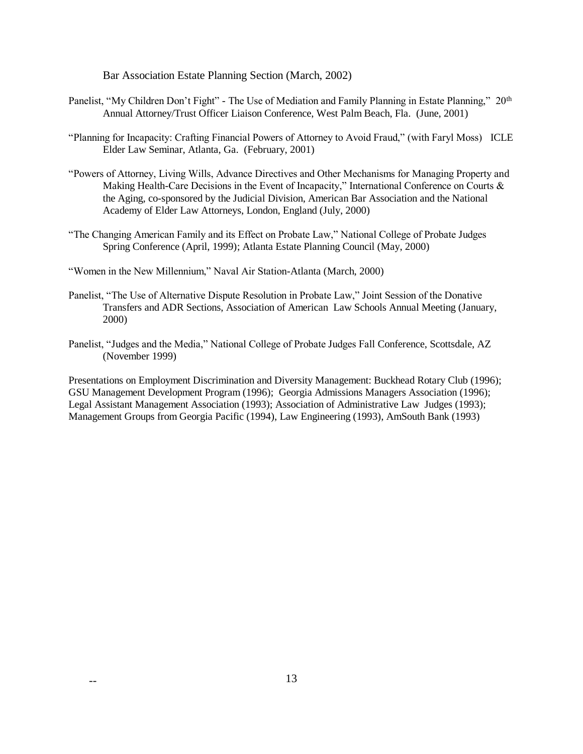Bar Association Estate Planning Section (March, 2002)

Panelist, "My Children Don't Fight" - The Use of Mediation and Family Planning in Estate Planning," 20th Annual Attorney/Trust Officer Liaison Conference, West Palm Beach, Fla. (June, 2001)

"Planning for Incapacity: Crafting Financial Powers of Attorney to Avoid Fraud," (with Faryl Moss) ICLE Elder Law Seminar, Atlanta, Ga. (February, 2001)

"Powers of Attorney, Living Wills, Advance Directives and Other Mechanisms for Managing Property and Making Health-Care Decisions in the Event of Incapacity," International Conference on Courts & the Aging, co-sponsored by the Judicial Division, American Bar Association and the National Academy of Elder Law Attorneys, London, England (July, 2000)

"The Changing American Family and its Effect on Probate Law," National College of Probate Judges Spring Conference (April, 1999); Atlanta Estate Planning Council (May, 2000)

"Women in the New Millennium," Naval Air Station-Atlanta (March, 2000)

Panelist, "The Use of Alternative Dispute Resolution in Probate Law," Joint Session of the Donative Transfers and ADR Sections, Association of American Law Schools Annual Meeting (January, 2000)

Panelist, "Judges and the Media," National College of Probate Judges Fall Conference, Scottsdale, AZ (November 1999)

Presentations on Employment Discrimination and Diversity Management: Buckhead Rotary Club (1996); GSU Management Development Program (1996); Georgia Admissions Managers Association (1996); Legal Assistant Management Association (1993); Association of Administrative Law Judges (1993); Management Groups from Georgia Pacific (1994), Law Engineering (1993), AmSouth Bank (1993)